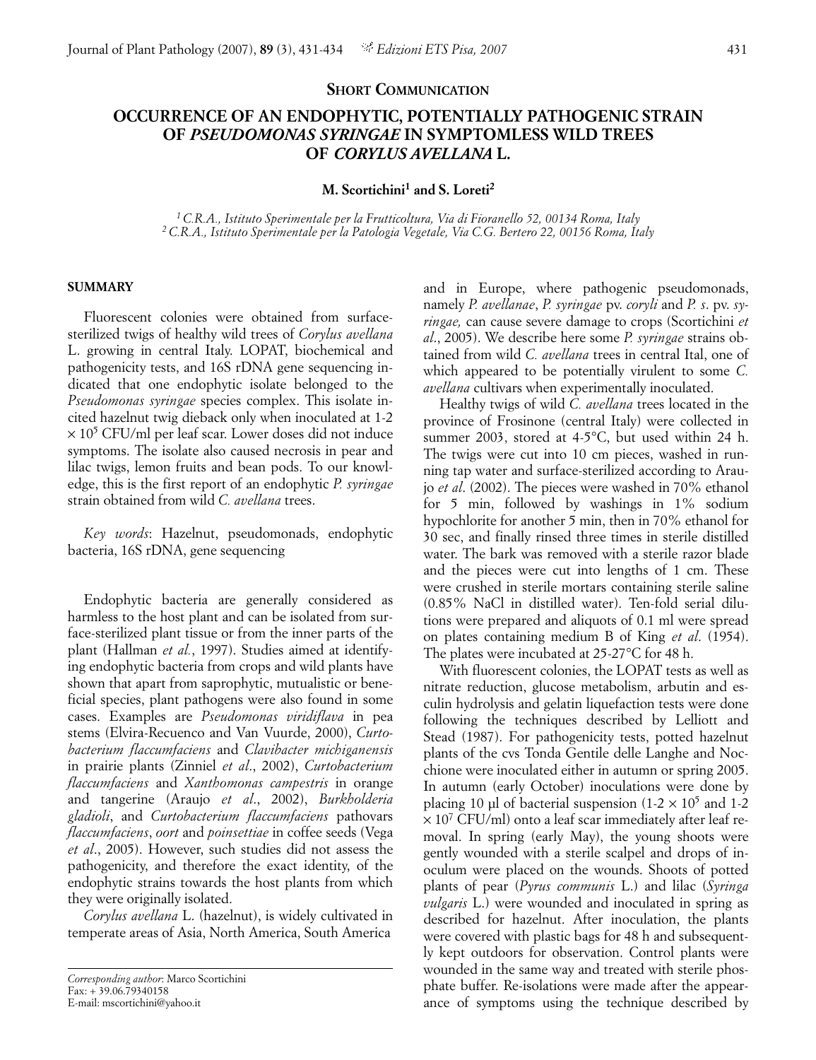**SHORT COMMUNICATION**

# OCCURRENCE OF AN ENDOPHYTIC, POTENTIALLY PATHOGENIC STRAIN OF *PSEUDOMONAS SYRINGAE* IN SYMPTOMLESS WILD TREES OF *CORYLUS AVELLANA* L.

**M. Scortichini[1] and S. Loreti[2]**

*[1] C.R.A., Istituto Sperimentale per la Frutticoltura, Via di Fioranello 52, 00134 Roma, Italy*
*[2] C.R.A., Istituto Sperimentale per la Patologia Vegetale, Via C.G. Bertero 22, 00156 Roma, Italy*

## SUMMARY

Fluorescent colonies were obtained from surface-sterilized twigs of healthy wild trees of *Corylus avellana* L. growing in central Italy. LOPAT, biochemical and pathogenicity tests, and 16S rDNA gene sequencing indicated that one endophytic isolate belonged to the *Pseudomonas syringae* species complex. This isolate incited hazelnut twig dieback only when inoculated at 1-2 $\times 10^5$ CFU/ml per leaf scar. Lower doses did not induce symptoms. The isolate also caused necrosis in pear and lilac twigs, lemon fruits and bean pods. To our knowledge, this is the first report of an endophytic *P. syringae* strain obtained from wild *C. avellana* trees.

*Key words*: Hazelnut, pseudomonads, endophytic bacteria, 16S rDNA, gene sequencing

Endophytic bacteria are generally considered as harmless to the host plant and can be isolated from surface-sterilized plant tissue or from the inner parts of the plant (Hallman *et al.*, 1997). Studies aimed at identifying endophytic bacteria from crops and wild plants have shown that apart from saprophytic, mutualistic or beneficial species, plant pathogens were also found in some cases. Examples are *Pseudomonas viridiflava* in pea stems (Elvira-Recuenco and Van Vuurde, 2000), *Curtobacterium flaccumfaciens* and *Clavibacter michiganensis* in prairie plants (Zinniel *et al*., 2002), *Curtobacterium flaccumfaciens* and *Xanthomonas campestris* in orange and tangerine (Araujo *et al*., 2002), *Burkholderia gladioli*, and *Curtobacterium flaccumfaciens* pathovars *flaccumfaciens*, *oort* and *poinsettiae* in coffee seeds (Vega *et al*., 2005). However, such studies did not assess the pathogenicity, and therefore the exact identity, of the endophytic strains towards the host plants from which they were originally isolated.

*Corylus avellana* L. (hazelnut), is widely cultivated in temperate areas of Asia, North America, South America and in Europe, where pathogenic pseudomonads, namely *P. avellanae*, *P. syringae* pv. *coryli* and *P. s.* pv. *syringae,* can cause severe damage to crops (Scortichini *et al*., 2005). We describe here some *P. syringae* strains obtained from wild *C. avellana* trees in central Ital, one of which appeared to be potentially virulent to some *C. avellana* cultivars when experimentally inoculated.

Healthy twigs of wild *C. avellana* trees located in the province of Frosinone (central Italy) were collected in summer 2003, stored at 4-5°C, but used within 24 h. The twigs were cut into 10 cm pieces, washed in running tap water and surface-sterilized according to Araujo *et al*. (2002). The pieces were washed in 70% ethanol for 5 min, followed by washings in 1% sodium hypochlorite for another 5 min, then in 70% ethanol for 30 sec, and finally rinsed three times in sterile distilled water. The bark was removed with a sterile razor blade and the pieces were cut into lengths of 1 cm. These were crushed in sterile mortars containing sterile saline (0.85% NaCl in distilled water). Ten-fold serial dilutions were prepared and aliquots of 0.1 ml were spread on plates containing medium B of King *et al*. (1954). The plates were incubated at 25-27°C for 48 h.

With fluorescent colonies, the LOPAT tests as well as nitrate reduction, glucose metabolism, arbutin and esculin hydrolysis and gelatin liquefaction tests were done following the techniques described by Lelliott and Stead (1987). For pathogenicity tests, potted hazelnut plants of the cvs Tonda Gentile delle Langhe and Nocchione were inoculated either in autumn or spring 2005. In autumn (early October) inoculations were done by placing 10 µl of bacterial suspension (1-2 $\times 10^5$ and 1-2 $\times 10^7$ CFU/ml) onto a leaf scar immediately after leaf removal. In spring (early May), the young shoots were gently wounded with a sterile scalpel and drops of inoculum were placed on the wounds. Shoots of potted plants of pear (*Pyrus communis* L.) and lilac (*Syringa vulgaris* L.) were wounded and inoculated in spring as described for hazelnut. After inoculation, the plants were covered with plastic bags for 48 h and subsequently kept outdoors for observation. Control plants were wounded in the same way and treated with sterile phosphate buffer. Re-isolations were made after the appearance of symptoms using the technique described by

*Corresponding author*: Marco Scortichini
Fax: + 39.06.79340158
E-mail: mscortichini@yahoo.it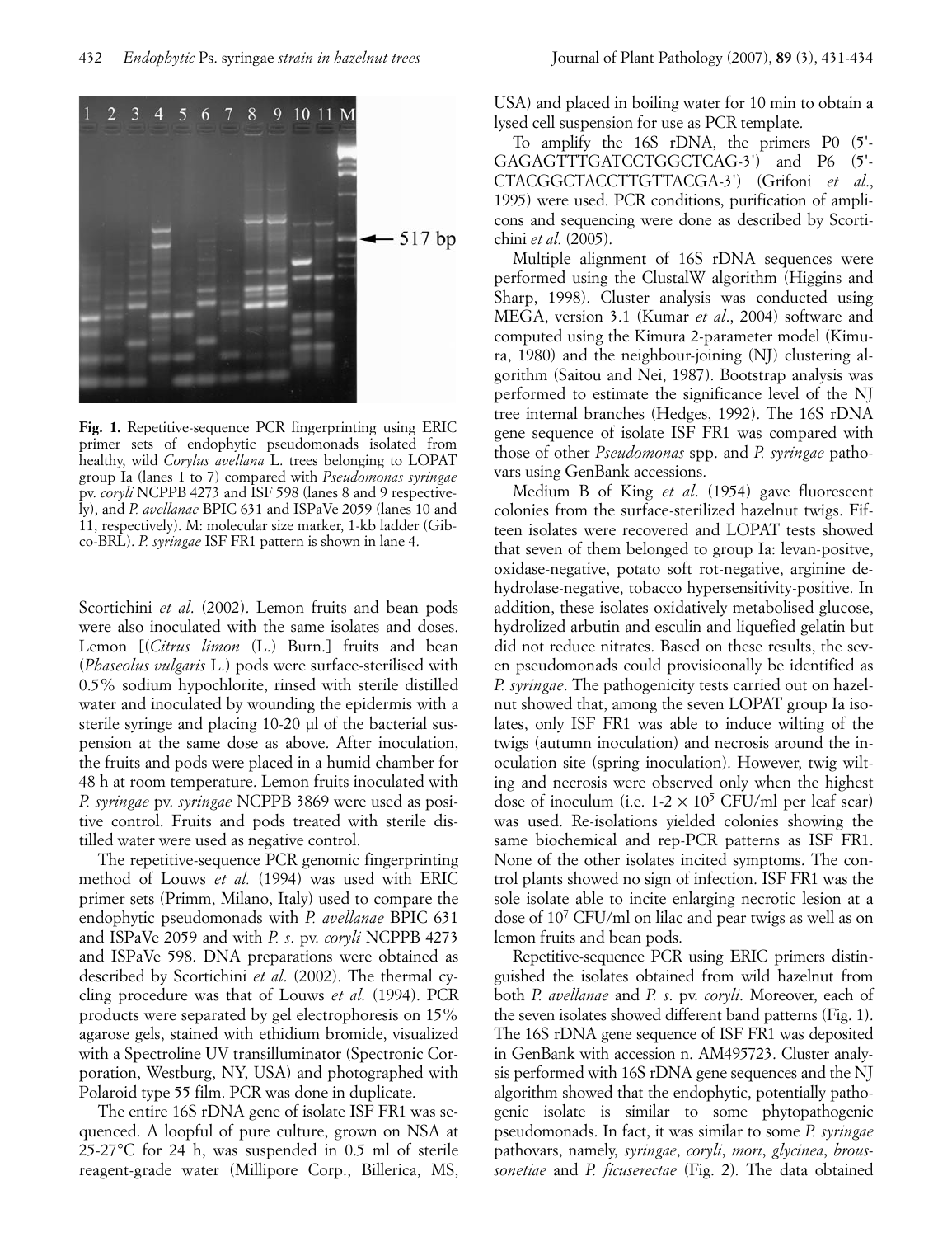**Fig. 1.** Repetitive-sequence PCR fingerprinting using ERIC primer sets of endophytic pseudomonads isolated from healthy, wild *Corylus avellana* L. trees belonging to LOPAT group Ia (lanes 1 to 7) compared with *Pseudomonas syringae* pv. *coryli* NCPPB 4273 and ISF 598 (lanes 8 and 9 respectively), and *P. avellanae* BPIC 631 and ISPaVe 2059 (lanes 10 and 11, respectively). M: molecular size marker, 1-kb ladder (Gibco-BRL). *P. syringae* ISF FR1 pattern is shown in lane 4.

Scortichini *et al*. (2002). Lemon fruits and bean pods were also inoculated with the same isolates and doses. Lemon [(*Citrus limon* (L.) Burn.] fruits and bean (*Phaseolus vulgaris* L.) pods were surface-sterilised with 0.5% sodium hypochlorite, rinsed with sterile distilled water and inoculated by wounding the epidermis with a sterile syringe and placing 10-20 µl of the bacterial suspension at the same dose as above. After inoculation, the fruits and pods were placed in a humid chamber for 48 h at room temperature. Lemon fruits inoculated with *P. syringae* pv. *syringae* NCPPB 3869 were used as positive control. Fruits and pods treated with sterile distilled water were used as negative control.

The repetitive-sequence PCR genomic fingerprinting method of Louws *et al.* (1994) was used with ERIC primer sets (Primm, Milano, Italy) used to compare the endophytic pseudomonads with *P. avellanae* BPIC 631 and ISPaVe 2059 and with *P. s.* pv. *coryli* NCPPB 4273 and ISPaVe 598. DNA preparations were obtained as described by Scortichini *et al*. (2002). The thermal cycling procedure was that of Louws *et al.* (1994). PCR products were separated by gel electrophoresis on 15% agarose gels, stained with ethidium bromide, visualized with a Spectroline UV transilluminator (Spectronic Corporation, Westburg, NY, USA) and photographed with Polaroid type 55 film. PCR was done in duplicate.

The entire 16S rDNA gene of isolate ISF FR1 was sequenced. A loopful of pure culture, grown on NSA at 25-27°C for 24 h, was suspended in 0.5 ml of sterile reagent-grade water (Millipore Corp., Billerica, MS, USA) and placed in boiling water for 10 min to obtain a lysed cell suspension for use as PCR template.

To amplify the 16S rDNA, the primers P0 (5'-GAGAGTTTGATCCTGGCTCAG-3') and P6 (5'-CTACGGCTACCTTGTTACGA-3') (Grifoni *et al*., 1995) were used. PCR conditions, purification of amplicons and sequencing were done as described by Scortichini *et al.* (2005).

Multiple alignment of 16S rDNA sequences were performed using the ClustalW algorithm (Higgins and Sharp, 1998). Cluster analysis was conducted using MEGA, version 3.1 (Kumar *et al*., 2004) software and computed using the Kimura 2-parameter model (Kimura, 1980) and the neighbour-joining (NJ) clustering algorithm (Saitou and Nei, 1987). Bootstrap analysis was performed to estimate the significance level of the NJ tree internal branches (Hedges, 1992). The 16S rDNA gene sequence of isolate ISF FR1 was compared with those of other *Pseudomonas* spp. and *P. syringae* pathovars using GenBank accessions.

Medium B of King *et al*. (1954) gave fluorescent colonies from the surface-sterilized hazelnut twigs. Fifteen isolates were recovered and LOPAT tests showed that seven of them belonged to group Ia: levan-positve, oxidase-negative, potato soft rot-negative, arginine dehydrolase-negative, tobacco hypersensitivity-positive. In addition, these isolates oxidatively metabolised glucose, hydrolized arbutin and esculin and liquefied gelatin but did not reduce nitrates. Based on these results, the seven pseudomonads could provisioonally be identified as *P. syringae*. The pathogenicity tests carried out on hazelnut showed that, among the seven LOPAT group Ia isolates, only ISF FR1 was able to induce wilting of the twigs (autumn inoculation) and necrosis around the inoculation site (spring inoculation). However, twig wilting and necrosis were observed only when the highest dose of inoculum (i.e. $1\text{-}2 \times 10^5$ CFU/ml per leaf scar) was used. Re-isolations yielded colonies showing the same biochemical and rep-PCR patterns as ISF FR1. None of the other isolates incited symptoms. The control plants showed no sign of infection. ISF FR1 was the sole isolate able to incite enlarging necrotic lesion at a dose of $10^7$ CFU/ml on lilac and pear twigs as well as on lemon fruits and bean pods.

Repetitive-sequence PCR using ERIC primers distinguished the isolates obtained from wild hazelnut from both *P. avellanae* and *P. s.* pv. *coryli*. Moreover, each of the seven isolates showed different band patterns (Fig. 1). The 16S rDNA gene sequence of ISF FR1 was deposited in GenBank with accession n. AM495723. Cluster analysis performed with 16S rDNA gene sequences and the NJ algorithm showed that the endophytic, potentially pathogenic isolate is similar to some phytopathogenic pseudomonads. In fact, it was similar to some *P. syringae* pathovars, namely, *syringae*, *coryli*, *mori*, *glycinea*, *broussonetiae* and *P. ficuserectae* (Fig. 2). The data obtained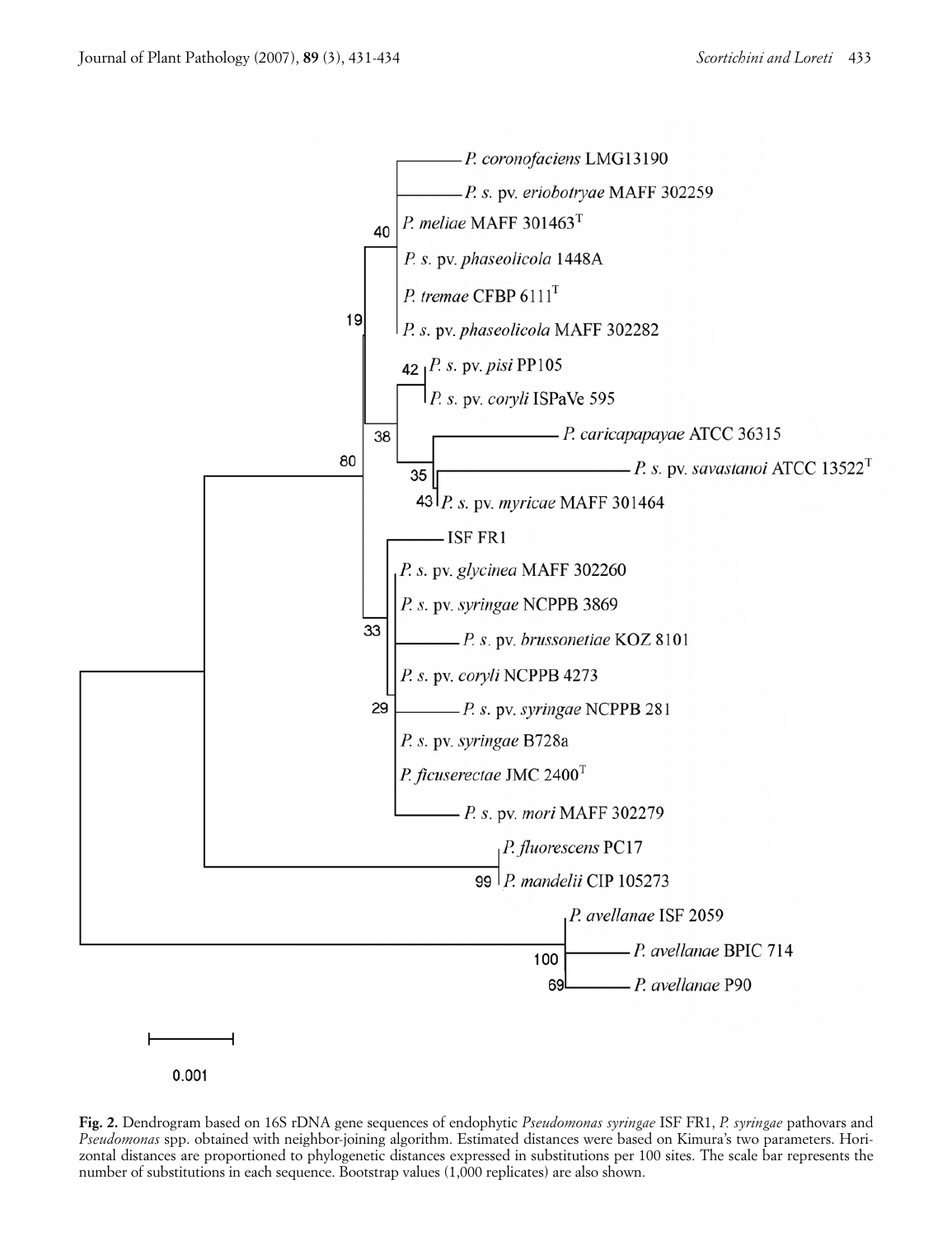**Fig. 2.** Dendrogram based on 16S rDNA gene sequences of endophytic *Pseudomonas syringae* ISF FR1, *P. syringae* pathovars and *Pseudomonas* spp. obtained with neighbor-joining algorithm. Estimated distances were based on Kimura's two parameters. Horizontal distances are proportioned to phylogenetic distances expressed in substitutions per 100 sites. The scale bar represents the number of substitutions in each sequence. Bootstrap values (1,000 replicates) are also shown.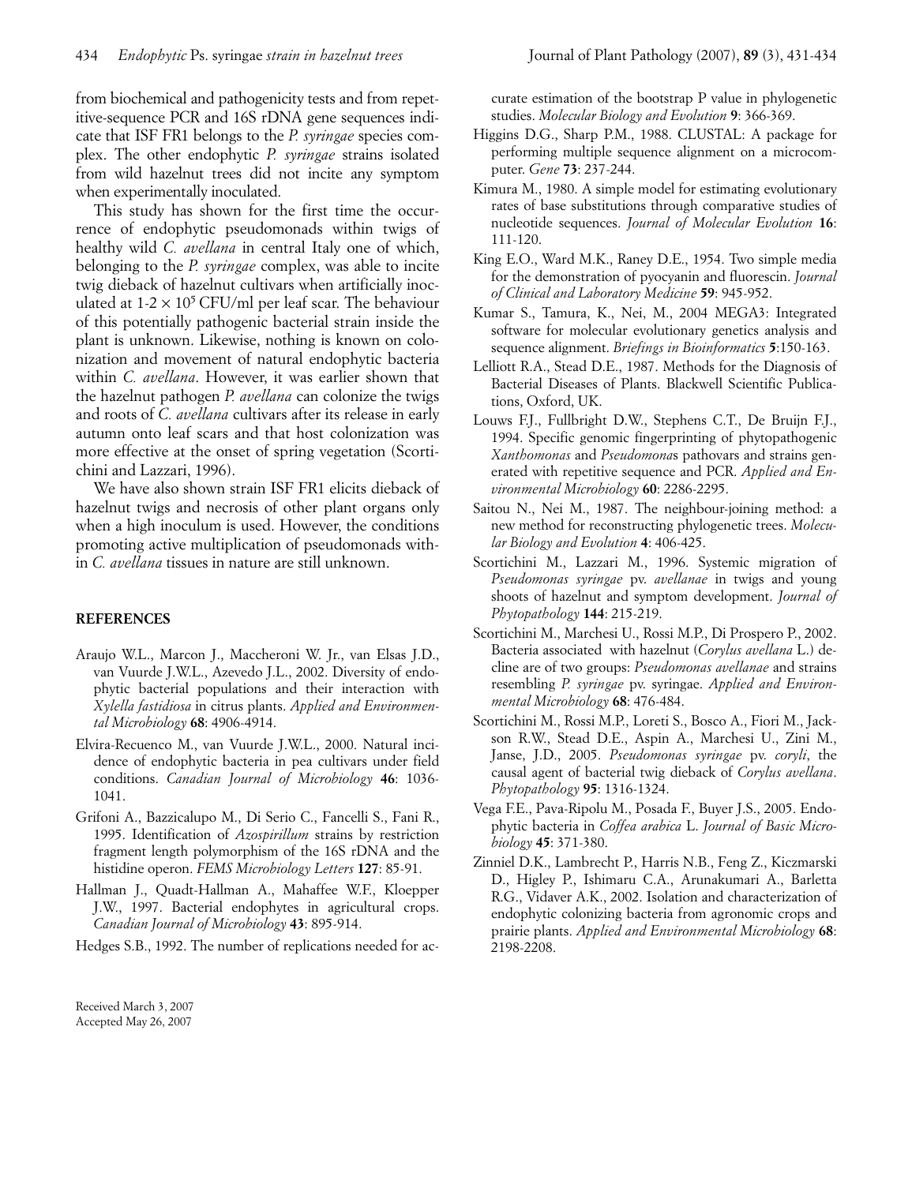from biochemical and pathogenicity tests and from repetitive-sequence PCR and 16S rDNA gene sequences indicate that ISF FR1 belongs to the *P. syringae* species complex. The other endophytic *P. syringae* strains isolated from wild hazelnut trees did not incite any symptom when experimentally inoculated.

This study has shown for the first time the occurrence of endophytic pseudomonads within twigs of healthy wild *C. avellana* in central Italy one of which, belonging to the *P. syringae* complex, was able to incite twig dieback of hazelnut cultivars when artificially inoculated at $1\text{-}2 \times 10^5$ CFU/ml per leaf scar. The behaviour of this potentially pathogenic bacterial strain inside the plant is unknown. Likewise, nothing is known on colonization and movement of natural endophytic bacteria within *C. avellana*. However, it was earlier shown that the hazelnut pathogen *P. avellana* can colonize the twigs and roots of *C. avellana* cultivars after its release in early autumn onto leaf scars and that host colonization was more effective at the onset of spring vegetation (Scortichini and Lazzari, 1996).

We have also shown strain ISF FR1 elicits dieback of hazelnut twigs and necrosis of other plant organs only when a high inoculum is used. However, the conditions promoting active multiplication of pseudomonads within *C. avellana* tissues in nature are still unknown.

## REFERENCES

Araujo W.L., Marcon J., Maccheroni W. Jr., van Elsas J.D., van Vuurde J.W.L., Azevedo J.L., 2002. Diversity of endophytic bacterial populations and their interaction with *Xylella fastidiosa* in citrus plants. *Applied and Environmental Microbiology* **68**: 4906-4914.

Elvira-Recuenco M., van Vuurde J.W.L., 2000. Natural incidence of endophytic bacteria in pea cultivars under field conditions. *Canadian Journal of Microbiology* **46**: 1036-1041.

Grifoni A., Bazzicalupo M., Di Serio C., Fancelli S., Fani R., 1995. Identification of *Azospirillum* strains by restriction fragment length polymorphism of the 16S rDNA and the histidine operon. *FEMS Microbiology Letters* **127**: 85-91.

Hallman J., Quadt-Hallman A., Mahaffee W.F., Kloepper J.W., 1997. Bacterial endophytes in agricultural crops. *Canadian Journal of Microbiology* **43**: 895-914.

Hedges S.B., 1992. The number of replications needed for accurate estimation of the bootstrap P value in phylogenetic studies. *Molecular Biology and Evolution* **9**: 366-369.

Higgins D.G., Sharp P.M., 1988. CLUSTAL: A package for performing multiple sequence alignment on a microcomputer. *Gene* **73**: 237-244.

Kimura M., 1980. A simple model for estimating evolutionary rates of base substitutions through comparative studies of nucleotide sequences. *Journal of Molecular Evolution* **16**: 111-120.

King E.O., Ward M.K., Raney D.E., 1954. Two simple media for the demonstration of pyocyanin and fluorescin. *Journal of Clinical and Laboratory Medicine* **59**: 945-952.

Kumar S., Tamura, K., Nei, M., 2004 MEGA3: Integrated software for molecular evolutionary genetics analysis and sequence alignment. *Briefings in Bioinformatics* **5**:150-163.

Lelliott R.A., Stead D.E., 1987. Methods for the Diagnosis of Bacterial Diseases of Plants. Blackwell Scientific Publications, Oxford, UK.

Louws F.J., Fullbright D.W., Stephens C.T., De Bruijn F.J., 1994. Specific genomic fingerprinting of phytopathogenic *Xanthomonas* and *Pseudomonas* pathovars and strains generated with repetitive sequence and PCR. *Applied and Environmental Microbiology* **60**: 2286-2295.

Saitou N., Nei M., 1987. The neighbour-joining method: a new method for reconstructing phylogenetic trees. *Molecular Biology and Evolution* **4**: 406-425.

Scortichini M., Lazzari M., 1996. Systemic migration of *Pseudomonas syringae* pv. *avellanae* in twigs and young shoots of hazelnut and symptom development. *Journal of Phytopathology* **144**: 215-219.

Scortichini M., Marchesi U., Rossi M.P., Di Prospero P., 2002. Bacteria associated with hazelnut (*Corylus avellana* L.) decline are of two groups: *Pseudomonas avellanae* and strains resembling *P. syringae* pv. syringae. *Applied and Environmental Microbiology* **68**: 476-484.

Scortichini M., Rossi M.P., Loreti S., Bosco A., Fiori M., Jackson R.W., Stead D.E., Aspin A., Marchesi U., Zini M., Janse, J.D., 2005. *Pseudomonas syringae* pv. *coryli*, the causal agent of bacterial twig dieback of *Corylus avellana*. *Phytopathology* **95**: 1316-1324.

Vega F.E., Pava-Ripolu M., Posada F., Buyer J.S., 2005. Endophytic bacteria in *Coffea arabica* L. *Journal of Basic Microbiology* **45**: 371-380.

Zinniel D.K., Lambrecht P., Harris N.B., Feng Z., Kiczmarski D., Higley P., Ishimaru C.A., Arunakumari A., Barletta R.G., Vidaver A.K., 2002. Isolation and characterization of endophytic colonizing bacteria from agronomic crops and prairie plants. *Applied and Environmental Microbiology* **68**: 2198-2208.

Received March 3, 2007
Accepted May 26, 2007